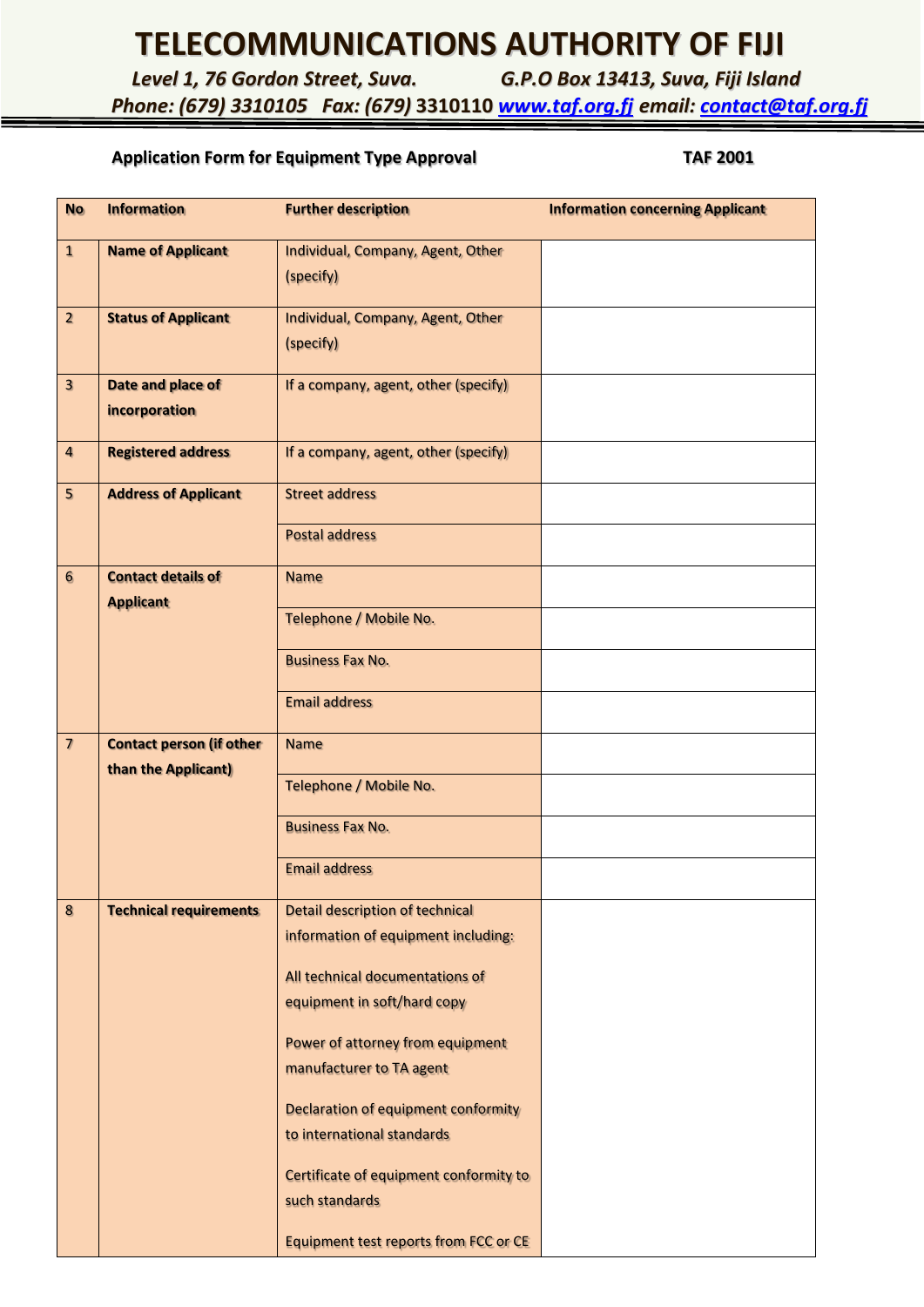# TELECOMMUNICATIONS AUTHORITY OF FIJI

*Level 1, 76 Gordon Street, Suva.* *G.P.O Box 13413, Suva, Fiji Island*

*Phone: (679) 3310105 Fax: (679)* 3310110 [*www.taf.org.fj*](http://www.taf.org.fj) *email:* [*contact@taf.org.fj*](mailto:contact@taf.org.fj)

**Application Form for Equipment Type Approval** **TAF 2001**

| No | Information | Further description | Information concerning Applicant |
|---|---|---|---|
| 1 | **Name of Applicant** | Individual, Company, Agent, Other (specify) | |
| 2 | **Status of Applicant** | Individual, Company, Agent, Other (specify) | |
| 3 | **Date and place of incorporation** | If a company, agent, other (specify) | |
| 4 | **Registered address** | If a company, agent, other (specify) | |
| 5 | **Address of Applicant** | Street address | |
| | | Postal address | |
| 6 | **Contact details of Applicant** | Name | |
| | | Telephone / Mobile No. | |
| | | Business Fax No. | |
| | | Email address | |
| 7 | **Contact person (if other than the Applicant)** | Name | |
| | | Telephone / Mobile No. | |
| | | Business Fax No. | |
| | | Email address | |
| 8 | **Technical requirements** | Detail description of technical information of equipment including:<br><br>All technical documentations of equipment in soft/hard copy<br><br>Power of attorney from equipment manufacturer to TA agent<br><br>Declaration of equipment conformity to international standards<br><br>Certificate of equipment conformity to such standards<br><br>Equipment test reports from FCC or CE | |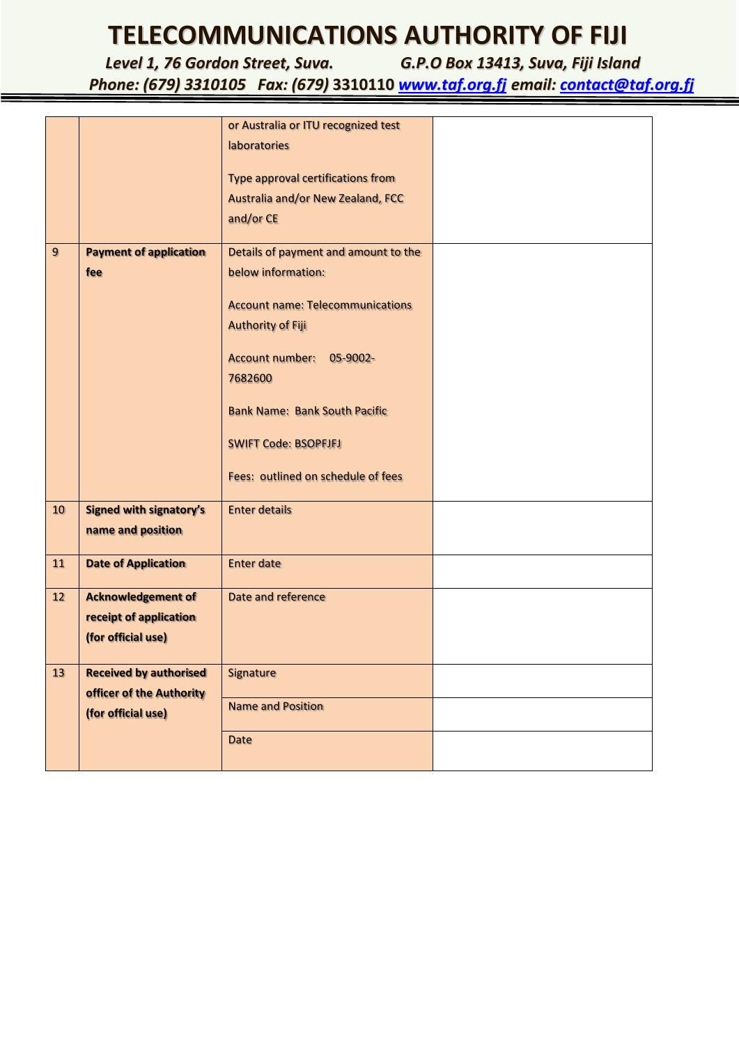| | | | |
|---|---|---|---|
| | | or Australia or ITU recognized test laboratories<br><br>Type approval certifications from Australia and/or New Zealand, FCC and/or CE | |
| 9 | **Payment of application fee** | Details of payment and amount to the below information:<br><br>Account name: Telecommunications Authority of Fiji<br><br>Account number: 05-9002-7682600<br><br>Bank Name: Bank South Pacific<br><br>SWIFT Code: BSOPFJFJ<br><br>Fees: outlined on schedule of fees | |
| 10 | **Signed with signatory's name and position** | Enter details | |
| 11 | **Date of Application** | Enter date | |
| 12 | **Acknowledgement of receipt of application (for official use)** | Date and reference | |
| 13 | **Received by authorised officer of the Authority (for official use)** | Signature | |
| | | Name and Position | |
| | | Date | |